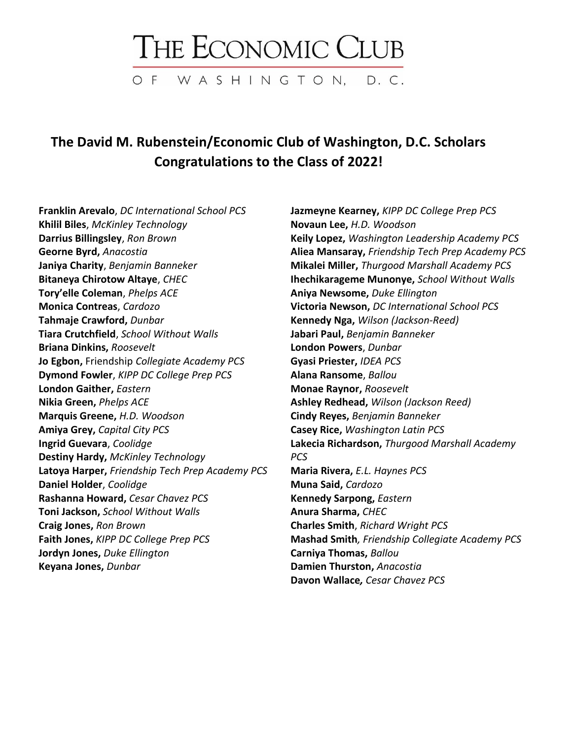# THE ECONOMIC CLUB

OF WASHINGTON, D.C.

## The David M. Rubenstein/Economic Club of Washington, D.C. Scholars
## Congratulations to the Class of 2022!

**Franklin Arevalo**, *DC International School PCS*
**Khilil Biles**, *McKinley Technology*
**Darrius Billingsley**, *Ron Brown*
**Georne Byrd,** *Anacostia*
**Janiya Charity**, *Benjamin Banneker*
**Bitaneya Chirotow Altaye**, *CHEC*
**Tory'elle Coleman**, *Phelps ACE*
**Monica Contreas**, *Cardozo*
**Tahmaje Crawford,** *Dunbar*
**Tiara Crutchfield**, *School Without Walls*
**Briana Dinkins,** *Roosevelt*
**Jo Egbon,** Friendship *Collegiate Academy PCS*
**Dymond Fowler**, *KIPP DC College Prep PCS*
**London Gaither,** *Eastern*
**Nikia Green,** *Phelps ACE*
**Marquis Greene,** *H.D. Woodson*
**Amiya Grey,** *Capital City PCS*
**Ingrid Guevara**, *Coolidge*
**Destiny Hardy,** *McKinley Technology*
**Latoya Harper,** *Friendship Tech Prep Academy PCS*
**Daniel Holder**, *Coolidge*
**Rashanna Howard,** *Cesar Chavez PCS*
**Toni Jackson,** *School Without Walls*
**Craig Jones,** *Ron Brown*
**Faith Jones,** *KIPP DC College Prep PCS*
**Jordyn Jones,** *Duke Ellington*
**Keyana Jones,** *Dunbar*
**Jazmeyne Kearney,** *KIPP DC College Prep PCS*
**Novaun Lee,** *H.D. Woodson*
**Keily Lopez,** *Washington Leadership Academy PCS*
**Aliea Mansaray,** *Friendship Tech Prep Academy PCS*
**Mikalei Miller,** *Thurgood Marshall Academy PCS*
**Ihechikarageme Munonye,** *School Without Walls*
**Aniya Newsome,** *Duke Ellington*
**Victoria Newson,** *DC International School PCS*
**Kennedy Nga,** *Wilson (Jackson-Reed)*
**Jabari Paul,** *Benjamin Banneker*
**London Powers**, *Dunbar*
**Gyasi Priester,** *IDEA PCS*
**Alana Ransome**, *Ballou*
**Monae Raynor,** *Roosevelt*
**Ashley Redhead,** *Wilson (Jackson Reed)*
**Cindy Reyes,** *Benjamin Banneker*
**Casey Rice,** *Washington Latin PCS*
**Lakecia Richardson,** *Thurgood Marshall Academy PCS*
**Maria Rivera,** *E.L. Haynes PCS*
**Muna Said,** *Cardozo*
**Kennedy Sarpong,** *Eastern*
**Anura Sharma,** *CHEC*
**Charles Smith**, *Richard Wright PCS*
**Mashad Smith***, Friendship Collegiate Academy PCS*
**Carniya Thomas,** *Ballou*
**Damien Thurston,** *Anacostia*
**Davon Wallace***, Cesar Chavez PCS*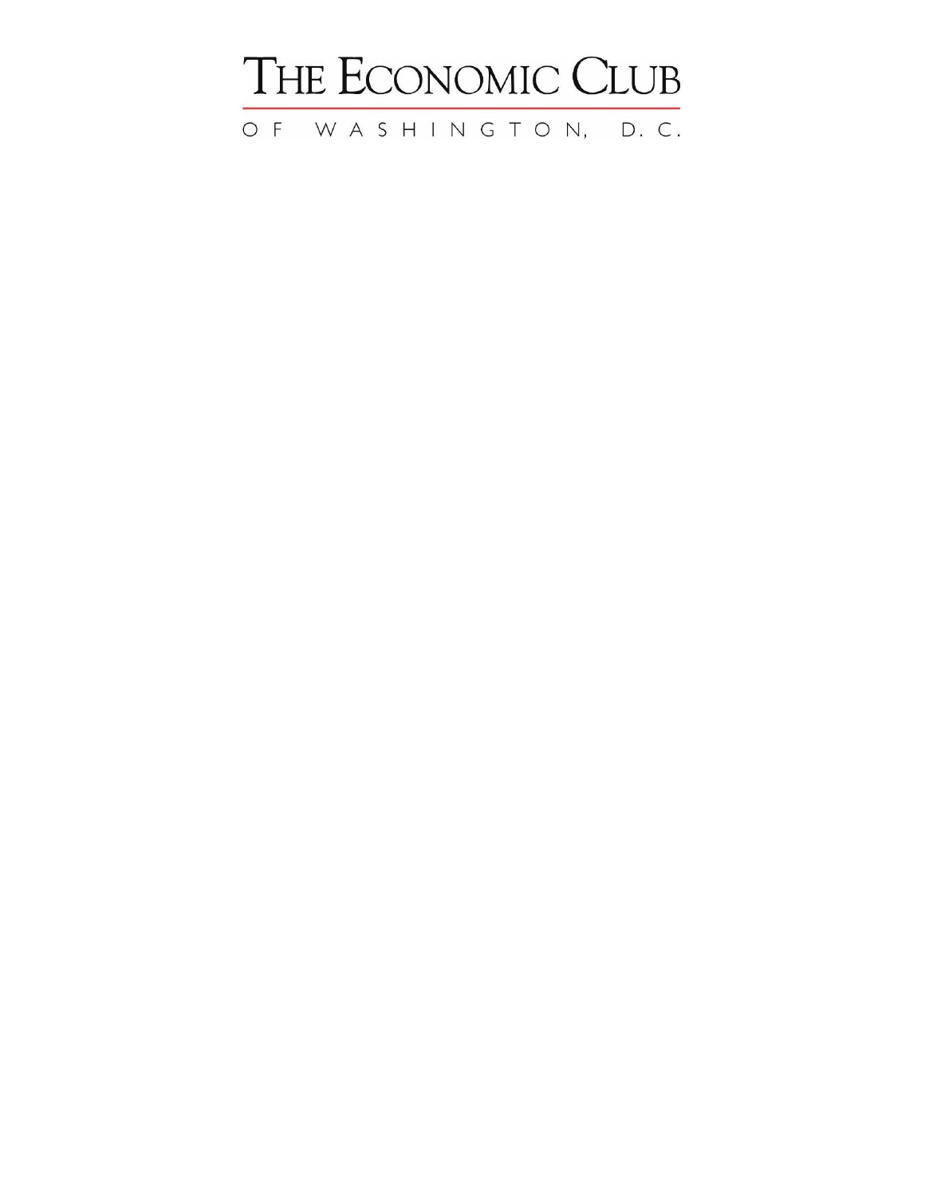THE ECONOMIC CLUB

OF WASHINGTON, D.C.